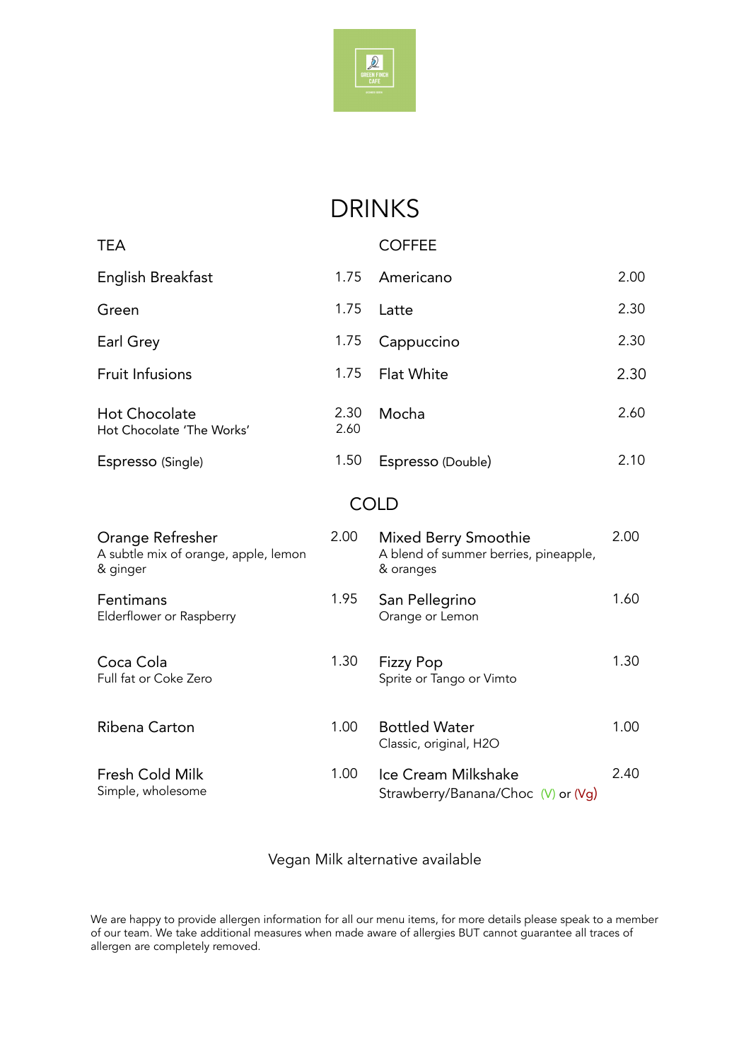GREEN FINCH CAFE

# DRINKS

| TEA | | COFFEE | |
|---|---|---|---|
| English Breakfast | 1.75 | Americano | 2.00 |
| Green | 1.75 | Latte | 2.30 |
| Earl Grey | 1.75 | Cappuccino | 2.30 |
| Fruit Infusions | 1.75 | Flat White | 2.30 |
| Hot Chocolate<br>Hot Chocolate 'The Works' | 2.30<br>2.60 | Mocha | 2.60 |
| Espresso (Single) | 1.50 | Espresso (Double) | 2.10 |

## COLD

| | | | |
|---|---|---|---|
| Orange Refresher<br>A subtle mix of orange, apple, lemon & ginger | 2.00 | Mixed Berry Smoothie<br>A blend of summer berries, pineapple, & oranges | 2.00 |
| Fentimans<br>Elderflower or Raspberry | 1.95 | San Pellegrino<br>Orange or Lemon | 1.60 |
| Coca Cola<br>Full fat or Coke Zero | 1.30 | Fizzy Pop<br>Sprite or Tango or Vimto | 1.30 |
| Ribena Carton | 1.00 | Bottled Water<br>Classic, original, H2O | 1.00 |
| Fresh Cold Milk<br>Simple, wholesome | 1.00 | Ice Cream Milkshake<br>Strawberry/Banana/Choc (V) or (Vg) | 2.40 |

Vegan Milk alternative available

We are happy to provide allergen information for all our menu items, for more details please speak to a member of our team. We take additional measures when made aware of allergies BUT cannot guarantee all traces of allergen are completely removed.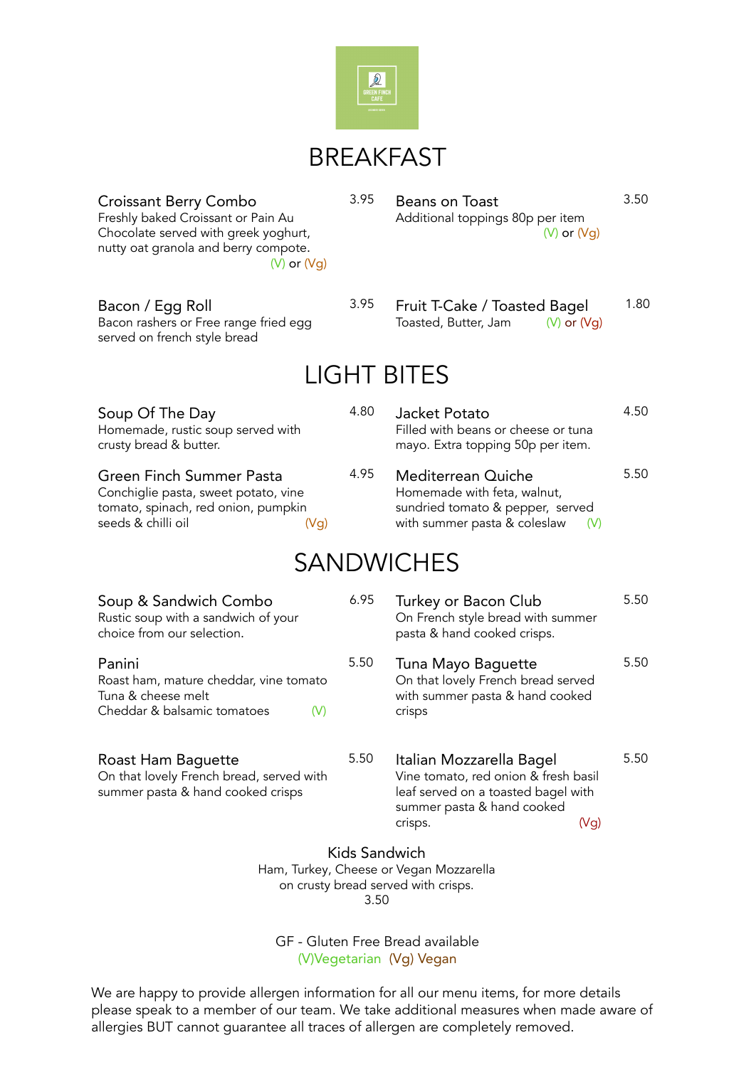# BREAKFAST

**Croissant Berry Combo** 3.95
Freshly baked Croissant or Pain Au Chocolate served with greek yoghurt, nutty oat granola and berry compote.
(V) or (Vg)

**Beans on Toast** 3.50
Additional toppings 80p per item
(V) or (Vg)

**Bacon / Egg Roll** 3.95
Bacon rashers or Free range fried egg served on french style bread

**Fruit T-Cake / Toasted Bagel** 1.80
Toasted, Butter, Jam (V) or (Vg)

# LIGHT BITES

**Soup Of The Day** 4.80
Homemade, rustic soup served with crusty bread & butter.

**Jacket Potato** 4.50
Filled with beans or cheese or tuna mayo. Extra topping 50p per item.

**Green Finch Summer Pasta** 4.95
Conchiglie pasta, sweet potato, vine tomato, spinach, red onion, pumpkin seeds & chilli oil (Vg)

**Mediterrean Quiche** 5.50
Homemade with feta, walnut, sundried tomato & pepper, served with summer pasta & coleslaw (V)

# SANDWICHES

**Soup & Sandwich Combo** 6.95
Rustic soup with a sandwich of your choice from our selection.

**Turkey or Bacon Club** 5.50
On French style bread with summer pasta & hand cooked crisps.

**Panini** 5.50
Roast ham, mature cheddar, vine tomato
Tuna & cheese melt
Cheddar & balsamic tomatoes (V)

**Tuna Mayo Baguette** 5.50
On that lovely French bread served with summer pasta & hand cooked crisps

**Roast Ham Baguette** 5.50
On that lovely French bread, served with summer pasta & hand cooked crisps

**Italian Mozzarella Bagel** 5.50
Vine tomato, red onion & fresh basil leaf served on a toasted bagel with summer pasta & hand cooked crisps. (Vg)

**Kids Sandwich**
Ham, Turkey, Cheese or Vegan Mozzarella on crusty bread served with crisps.
3.50

GF - Gluten Free Bread available
(V)Vegetarian (Vg) Vegan

We are happy to provide allergen information for all our menu items, for more details please speak to a member of our team. We take additional measures when made aware of allergies BUT cannot guarantee all traces of allergen are completely removed.